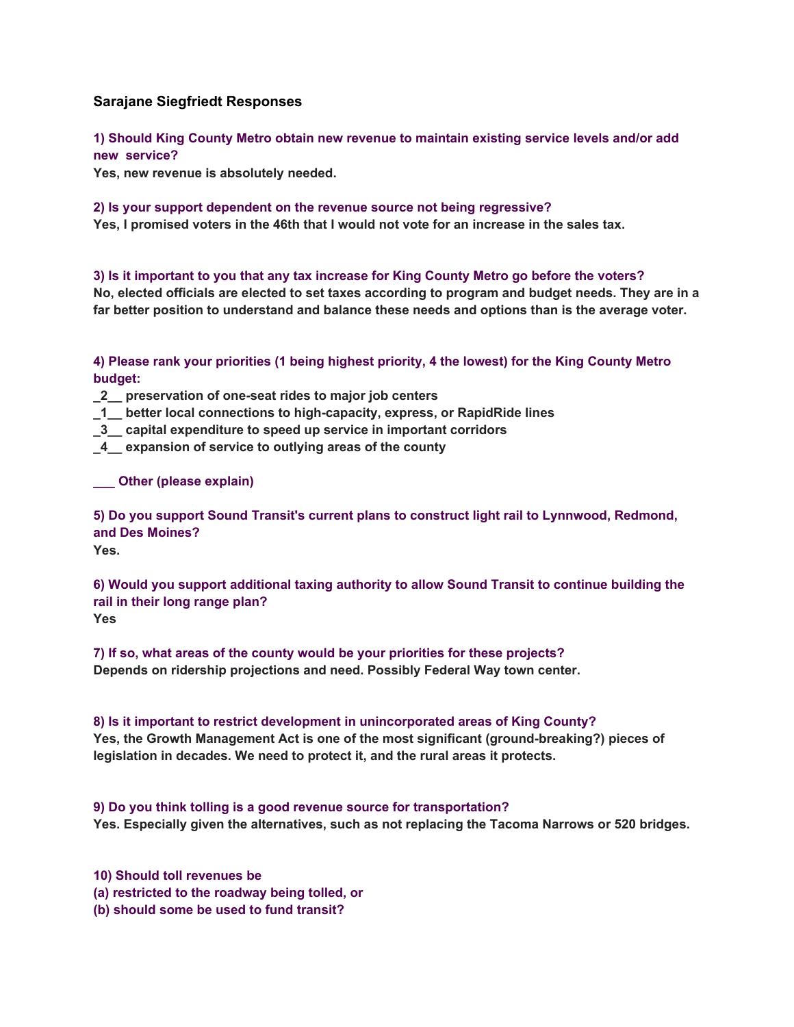### Sarajane Siegfriedt Responses

**1) Should King County Metro obtain new revenue to maintain existing service levels and/or add new service?**
**Yes, new revenue is absolutely needed.**

**2) Is your support dependent on the revenue source not being regressive?**
**Yes, I promised voters in the 46th that I would not vote for an increase in the sales tax.**

**3) Is it important to you that any tax increase for King County Metro go before the voters?**
**No, elected officials are elected to set taxes according to program and budget needs. They are in a far better position to understand and balance these needs and options than is the average voter.**

**4) Please rank your priorities (1 being highest priority, 4 the lowest) for the King County Metro budget:**
**_2__ preservation of one-seat rides to major job centers**
**_1__ better local connections to high-capacity, express, or RapidRide lines**
**_3__ capital expenditure to speed up service in important corridors**
**_4__ expansion of service to outlying areas of the county**

**___ Other (please explain)**

**5) Do you support Sound Transit's current plans to construct light rail to Lynnwood, Redmond, and Des Moines?**
**Yes.**

**6) Would you support additional taxing authority to allow Sound Transit to continue building the rail in their long range plan?**
**Yes**

**7) If so, what areas of the county would be your priorities for these projects?**
**Depends on ridership projections and need. Possibly Federal Way town center.**

**8) Is it important to restrict development in unincorporated areas of King County?**
**Yes, the Growth Management Act is one of the most significant (ground-breaking?) pieces of legislation in decades. We need to protect it, and the rural areas it protects.**

**9) Do you think tolling is a good revenue source for transportation?**
**Yes. Especially given the alternatives, such as not replacing the Tacoma Narrows or 520 bridges.**

**10) Should toll revenues be**
**(a) restricted to the roadway being tolled, or**
**(b) should some be used to fund transit?**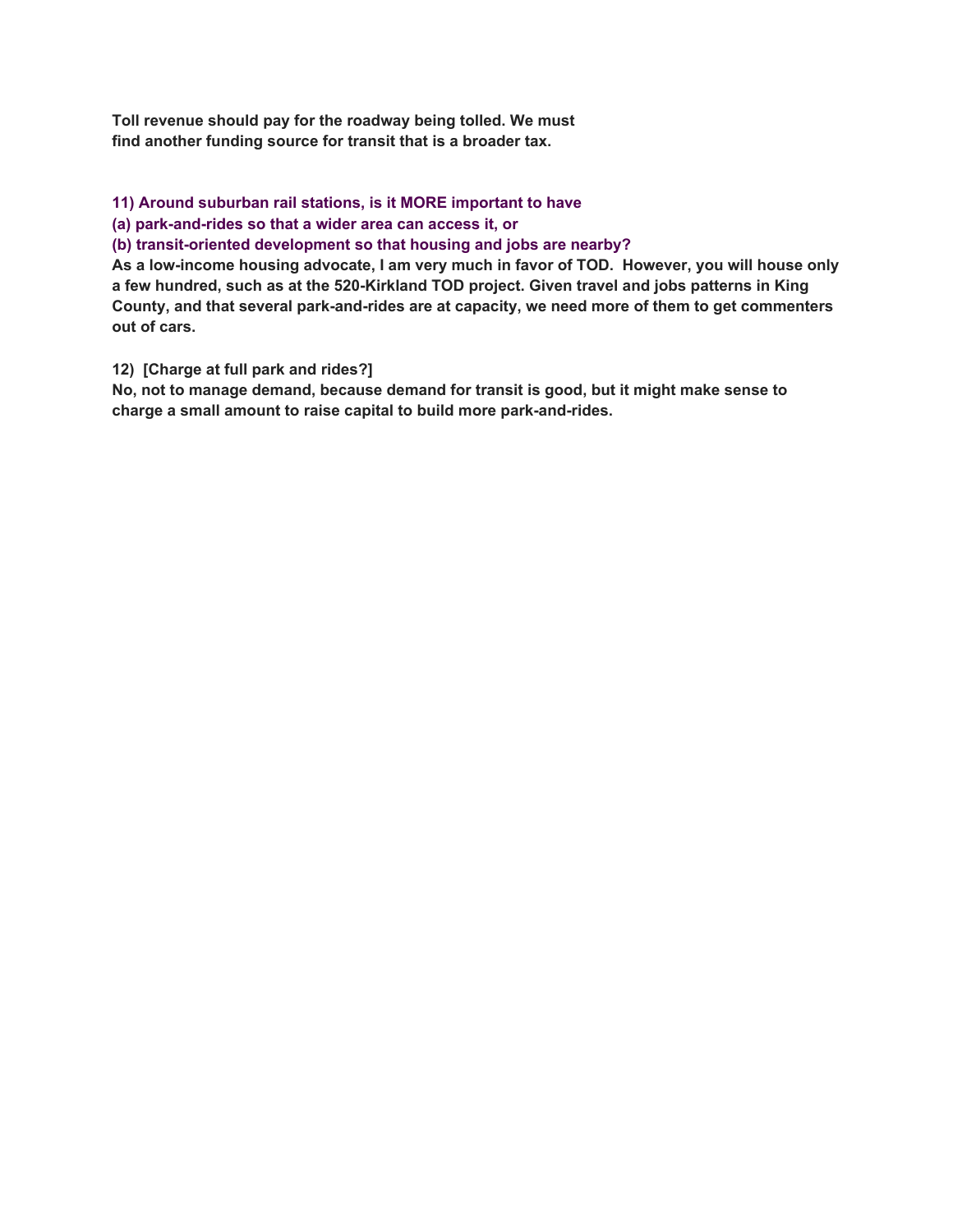**Toll revenue should pay for the roadway being tolled. We must find another funding source for transit that is a broader tax.**

**11) Around suburban rail stations, is it MORE important to have**
**(a) park-and-rides so that a wider area can access it, or**
**(b) transit-oriented development so that housing and jobs are nearby?**

**As a low-income housing advocate, I am very much in favor of TOD. However, you will house only a few hundred, such as at the 520-Kirkland TOD project. Given travel and jobs patterns in King County, and that several park-and-rides are at capacity, we need more of them to get commenters out of cars.**

**12) [Charge at full park and rides?]**

**No, not to manage demand, because demand for transit is good, but it might make sense to charge a small amount to raise capital to build more park-and-rides.**